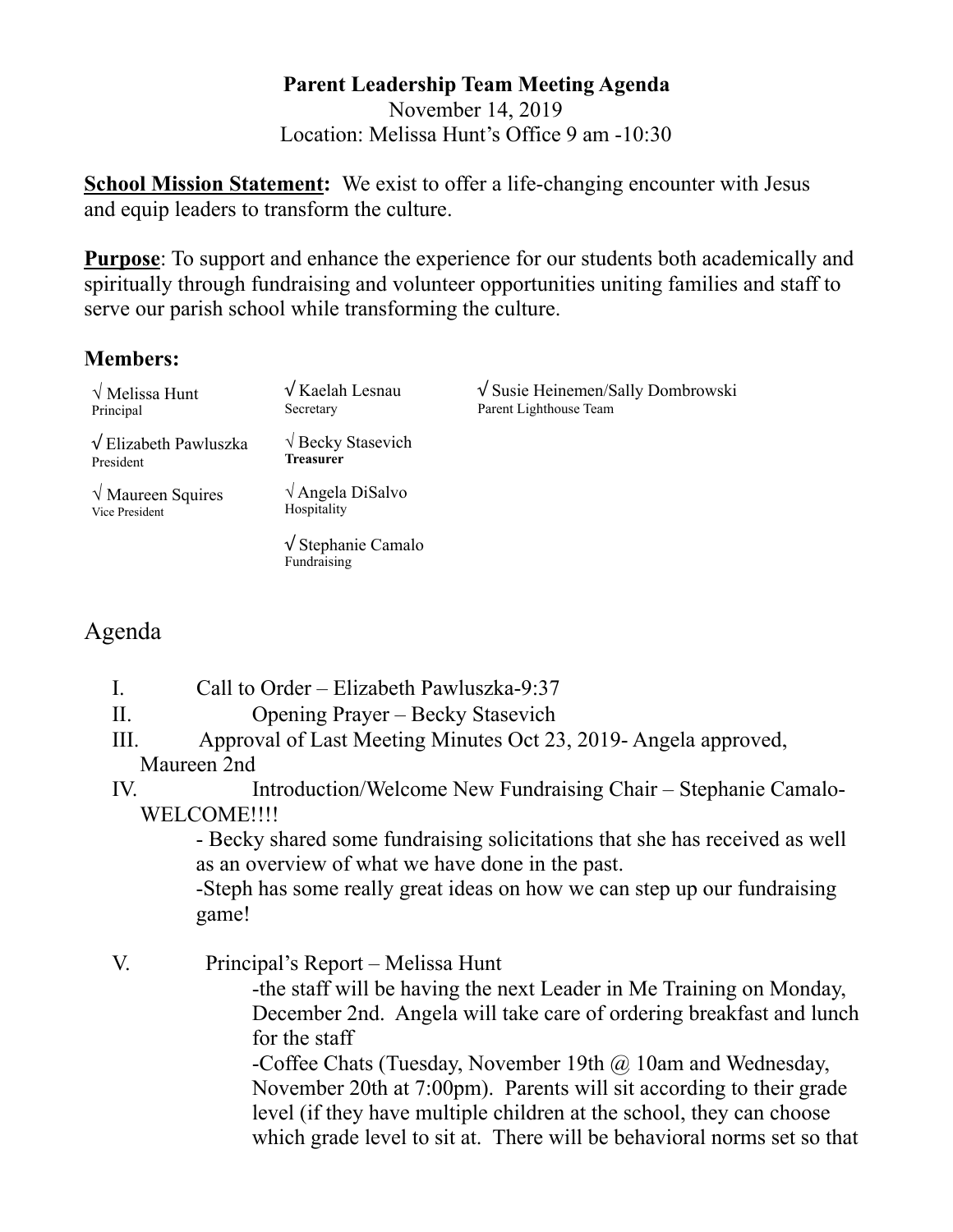**Parent Leadership Team Meeting Agenda**

November 14, 2019

Location: Melissa Hunt's Office 9 am -10:30

**School Mission Statement:** We exist to offer a life-changing encounter with Jesus and equip leaders to transform the culture.

**Purpose**: To support and enhance the experience for our students both academically and spiritually through fundraising and volunteer opportunities uniting families and staff to serve our parish school while transforming the culture.

**Members:**

| | | |
|---|---|---|
| √ Melissa Hunt<br>Principal | √ Kaelah Lesnau<br>Secretary | √ Susie Heinemen/Sally Dombrowski<br>Parent Lighthouse Team |
| √ Elizabeth Pawluszka<br>President | √ Becky Stasevich<br>**Treasurer** | |
| √ Maureen Squires<br>Vice President | √ Angela DiSalvo<br>Hospitality | |
| | √ Stephanie Camalo<br>Fundraising | |

## Agenda

I. Call to Order – Elizabeth Pawluszka-9:37

II. Opening Prayer – Becky Stasevich

III. Approval of Last Meeting Minutes Oct 23, 2019- Angela approved, Maureen 2nd

IV. Introduction/Welcome New Fundraising Chair – Stephanie Camalo- WELCOME!!!!

- Becky shared some fundraising solicitations that she has received as well as an overview of what we have done in the past.

-Steph has some really great ideas on how we can step up our fundraising game!

V. Principal's Report – Melissa Hunt

-the staff will be having the next Leader in Me Training on Monday, December 2nd. Angela will take care of ordering breakfast and lunch for the staff

-Coffee Chats (Tuesday, November 19th @ 10am and Wednesday, November 20th at 7:00pm). Parents will sit according to their grade level (if they have multiple children at the school, they can choose which grade level to sit at. There will be behavioral norms set so that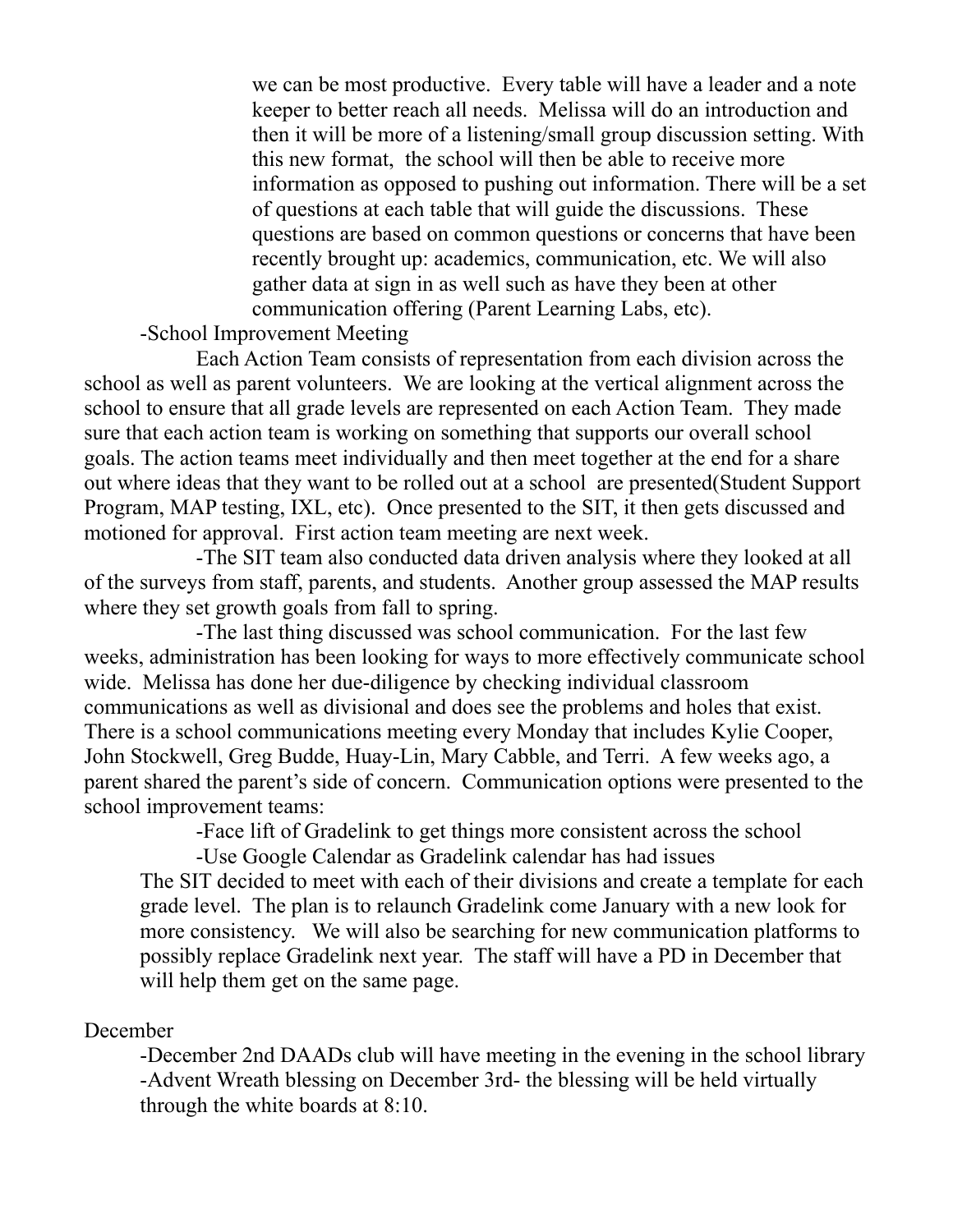we can be most productive. Every table will have a leader and a note keeper to better reach all needs. Melissa will do an introduction and then it will be more of a listening/small group discussion setting. With this new format, the school will then be able to receive more information as opposed to pushing out information. There will be a set of questions at each table that will guide the discussions. These questions are based on common questions or concerns that have been recently brought up: academics, communication, etc. We will also gather data at sign in as well such as have they been at other communication offering (Parent Learning Labs, etc).

-School Improvement Meeting

Each Action Team consists of representation from each division across the school as well as parent volunteers. We are looking at the vertical alignment across the school to ensure that all grade levels are represented on each Action Team. They made sure that each action team is working on something that supports our overall school goals. The action teams meet individually and then meet together at the end for a share out where ideas that they want to be rolled out at a school are presented(Student Support Program, MAP testing, IXL, etc). Once presented to the SIT, it then gets discussed and motioned for approval. First action team meeting are next week.

-The SIT team also conducted data driven analysis where they looked at all of the surveys from staff, parents, and students. Another group assessed the MAP results where they set growth goals from fall to spring.

-The last thing discussed was school communication. For the last few weeks, administration has been looking for ways to more effectively communicate school wide. Melissa has done her due-diligence by checking individual classroom communications as well as divisional and does see the problems and holes that exist. There is a school communications meeting every Monday that includes Kylie Cooper, John Stockwell, Greg Budde, Huay-Lin, Mary Cabble, and Terri. A few weeks ago, a parent shared the parent's side of concern. Communication options were presented to the school improvement teams:

-Face lift of Gradelink to get things more consistent across the school

-Use Google Calendar as Gradelink calendar has had issues

The SIT decided to meet with each of their divisions and create a template for each grade level. The plan is to relaunch Gradelink come January with a new look for more consistency. We will also be searching for new communication platforms to possibly replace Gradelink next year. The staff will have a PD in December that will help them get on the same page.

December

-December 2nd DAADs club will have meeting in the evening in the school library

-Advent Wreath blessing on December 3rd- the blessing will be held virtually through the white boards at 8:10.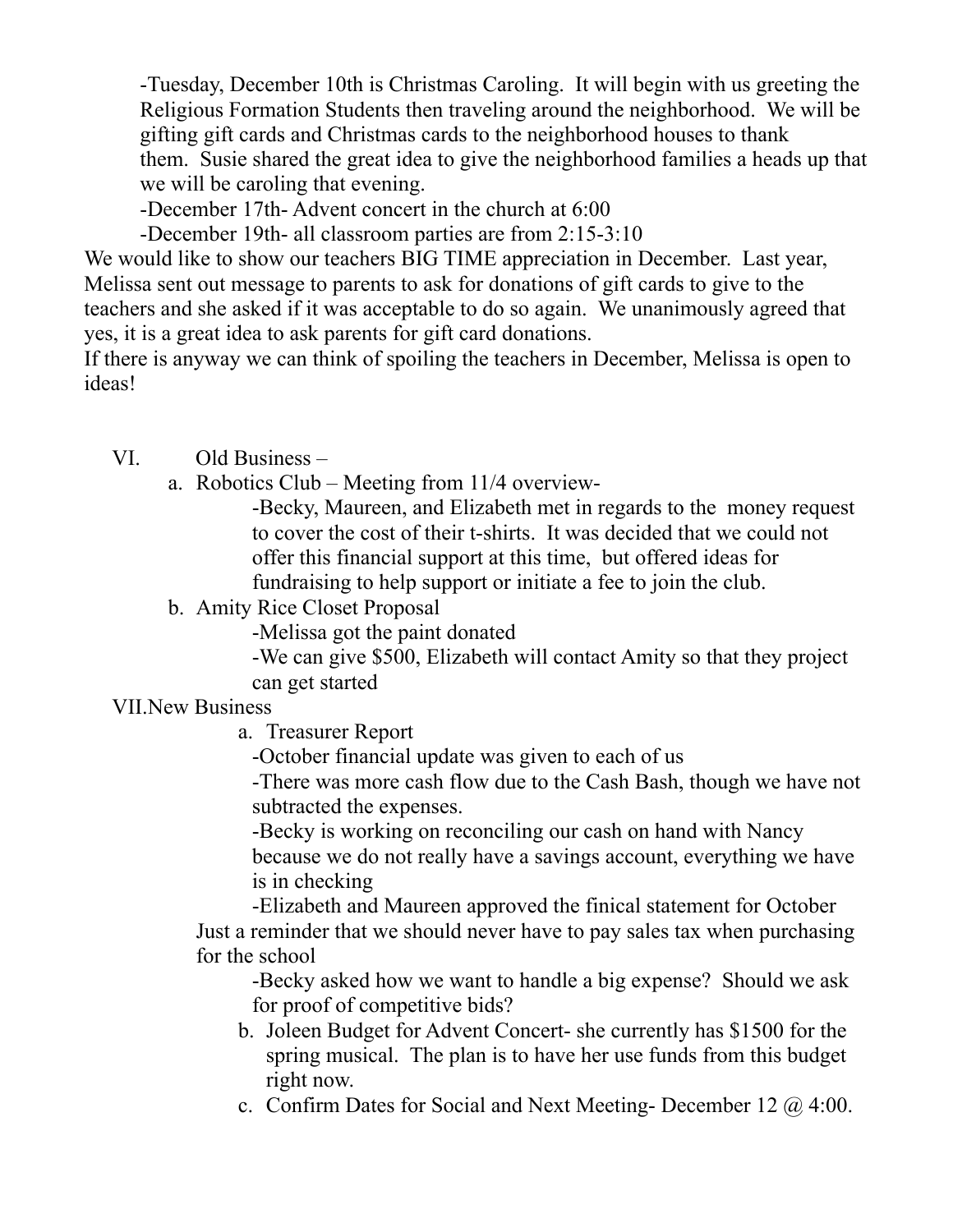-Tuesday, December 10th is Christmas Caroling. It will begin with us greeting the Religious Formation Students then traveling around the neighborhood. We will be gifting gift cards and Christmas cards to the neighborhood houses to thank them. Susie shared the great idea to give the neighborhood families a heads up that we will be caroling that evening.

-December 17th- Advent concert in the church at 6:00

-December 19th- all classroom parties are from 2:15-3:10

We would like to show our teachers BIG TIME appreciation in December. Last year, Melissa sent out message to parents to ask for donations of gift cards to give to the teachers and she asked if it was acceptable to do so again. We unanimously agreed that yes, it is a great idea to ask parents for gift card donations.

If there is anyway we can think of spoiling the teachers in December, Melissa is open to ideas!

VI. Old Business –

a. Robotics Club – Meeting from 11/4 overview-

-Becky, Maureen, and Elizabeth met in regards to the money request to cover the cost of their t-shirts. It was decided that we could not offer this financial support at this time, but offered ideas for fundraising to help support or initiate a fee to join the club.

b. Amity Rice Closet Proposal

-Melissa got the paint donated

-We can give $500, Elizabeth will contact Amity so that they project can get started

VII. New Business

a. Treasurer Report

-October financial update was given to each of us

-There was more cash flow due to the Cash Bash, though we have not subtracted the expenses.

-Becky is working on reconciling our cash on hand with Nancy because we do not really have a savings account, everything we have is in checking

-Elizabeth and Maureen approved the finical statement for October

Just a reminder that we should never have to pay sales tax when purchasing for the school

-Becky asked how we want to handle a big expense? Should we ask for proof of competitive bids?

b. Joleen Budget for Advent Concert- she currently has $1500 for the spring musical. The plan is to have her use funds from this budget right now.

c. Confirm Dates for Social and Next Meeting- December 12 @ 4:00.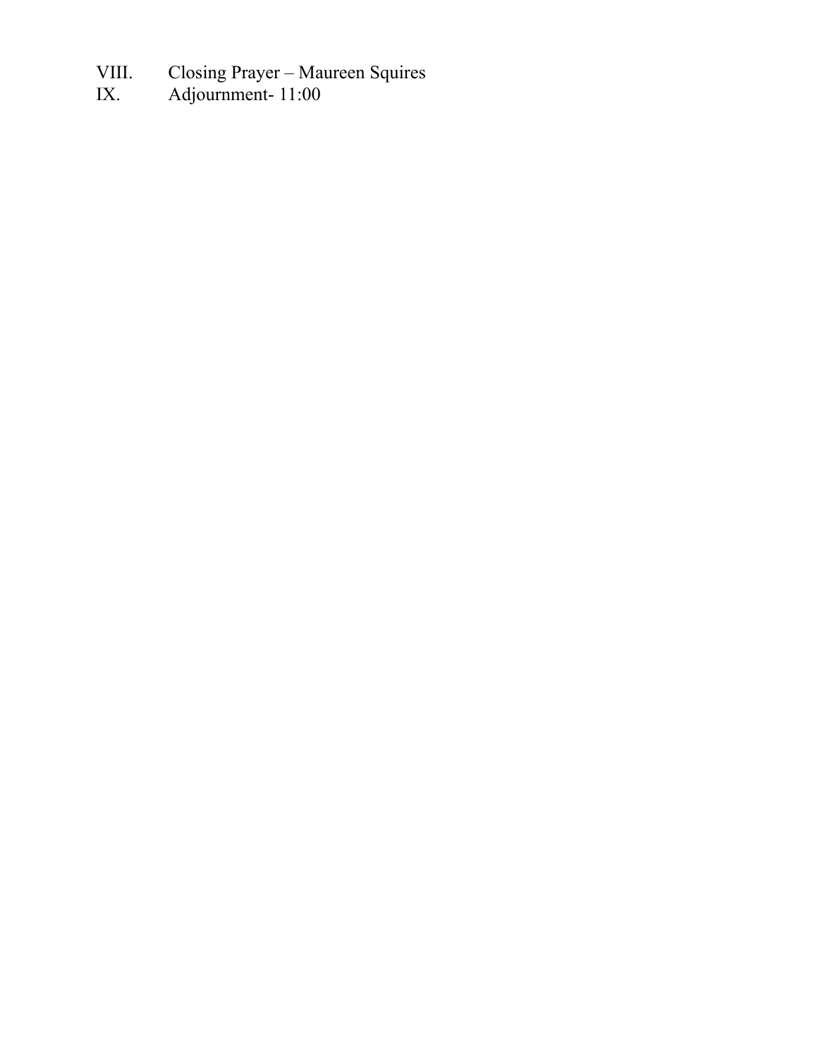VIII. Closing Prayer – Maureen Squires

IX. Adjournment- 11:00